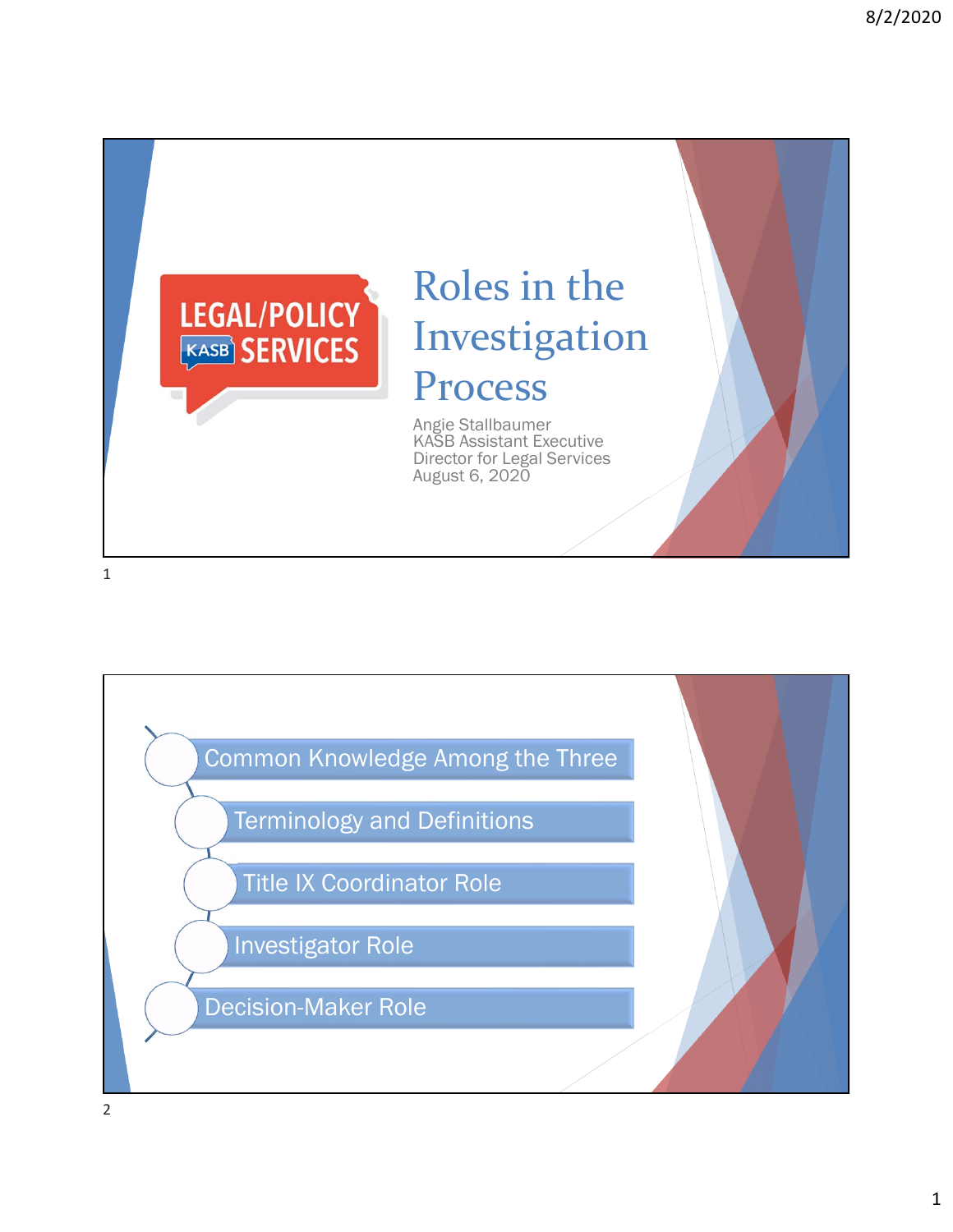LEGAL/POLICY KASB SERVICES

# Roles in the Investigation Process

Angie Stallbaumer
KASB Assistant Executive Director for Legal Services
August 6, 2020

- Common Knowledge Among the Three
- Terminology and Definitions
- Title IX Coordinator Role
- Investigator Role
- Decision-Maker Role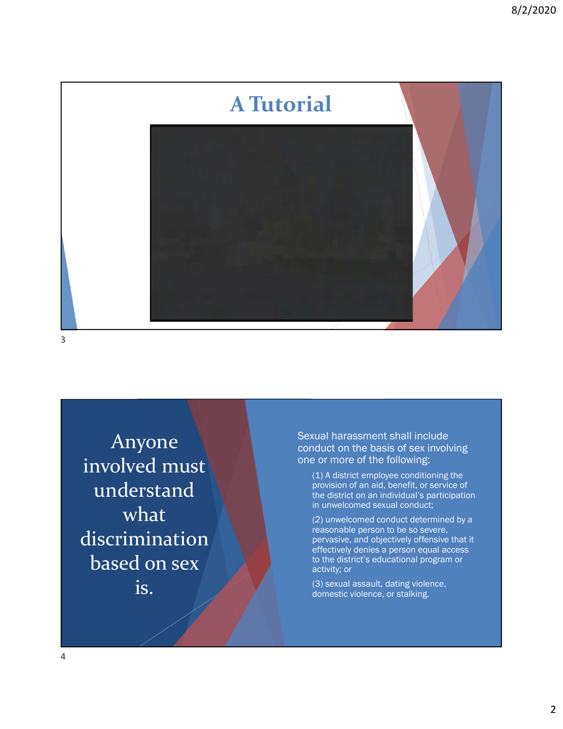# A Tutorial

Anyone involved must understand what discrimination based on sex is.

Sexual harassment shall include conduct on the basis of sex involving one or more of the following:

(1) A district employee conditioning the provision of an aid, benefit, or service of the district on an individual's participation in unwelcomed sexual conduct;

(2) unwelcomed conduct determined by a reasonable person to be so severe, pervasive, and objectively offensive that it effectively denies a person equal access to the district's educational program or activity; or

(3) sexual assault, dating violence, domestic violence, or stalking.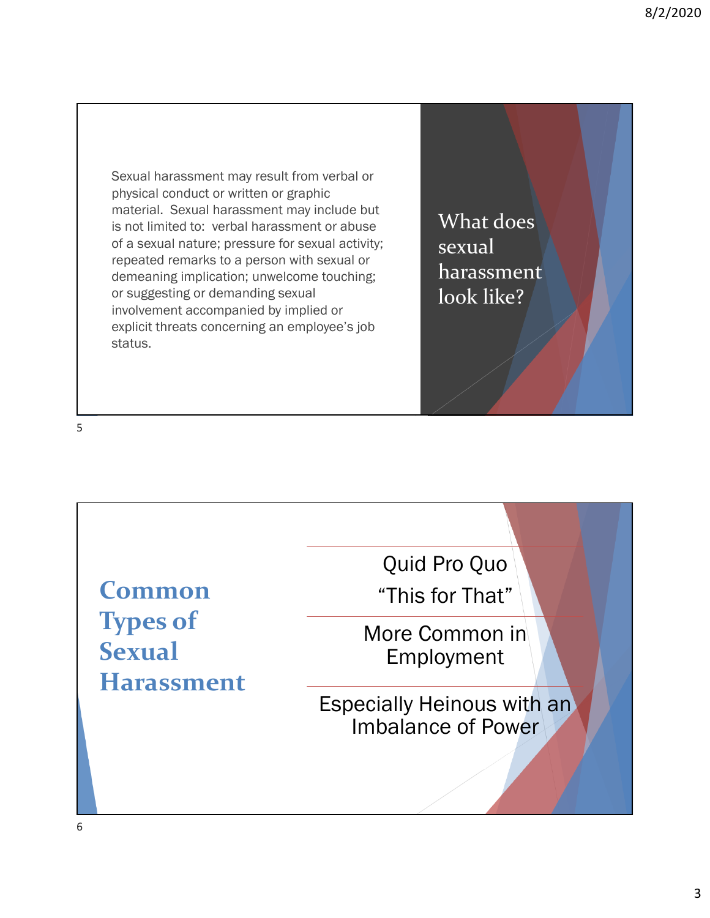## What does sexual harassment look like?

Sexual harassment may result from verbal or physical conduct or written or graphic material. Sexual harassment may include but is not limited to: verbal harassment or abuse of a sexual nature; pressure for sexual activity; repeated remarks to a person with sexual or demeaning implication; unwelcome touching; or suggesting or demanding sexual involvement accompanied by implied or explicit threats concerning an employee's job status.

## Common Types of Sexual Harassment

Quid Pro Quo

"This for That"

More Common in Employment

Especially Heinous with an Imbalance of Power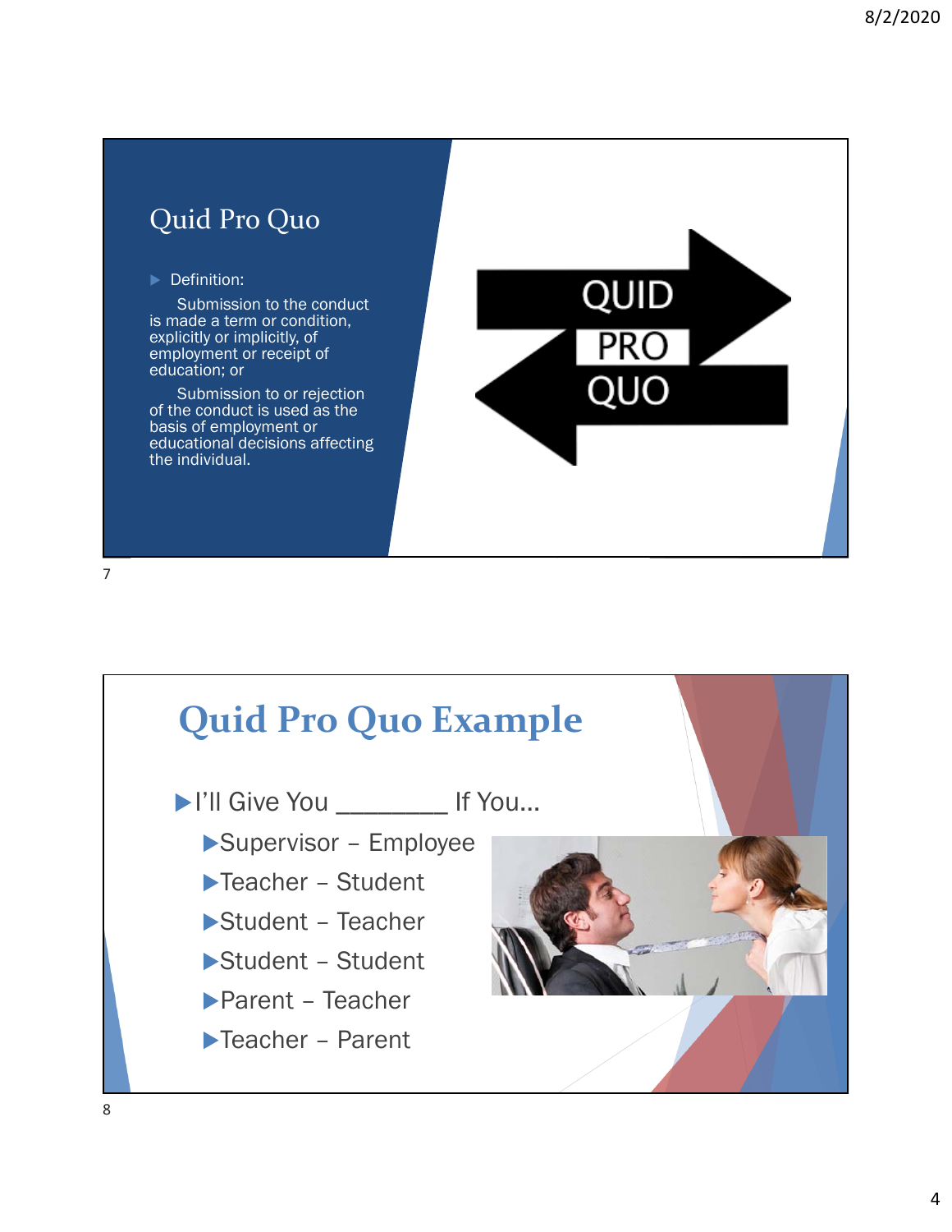## Quid Pro Quo

- Definition:

  Submission to the conduct is made a term or condition, explicitly or implicitly, of employment or receipt of education; or

  Submission to or rejection of the conduct is used as the basis of employment or educational decisions affecting the individual.

QUID PRO QUO

## Quid Pro Quo Example

- I'll Give You ________ If You…
  - Supervisor – Employee
  - Teacher – Student
  - Student – Teacher
  - Student – Student
  - Parent – Teacher
  - Teacher – Parent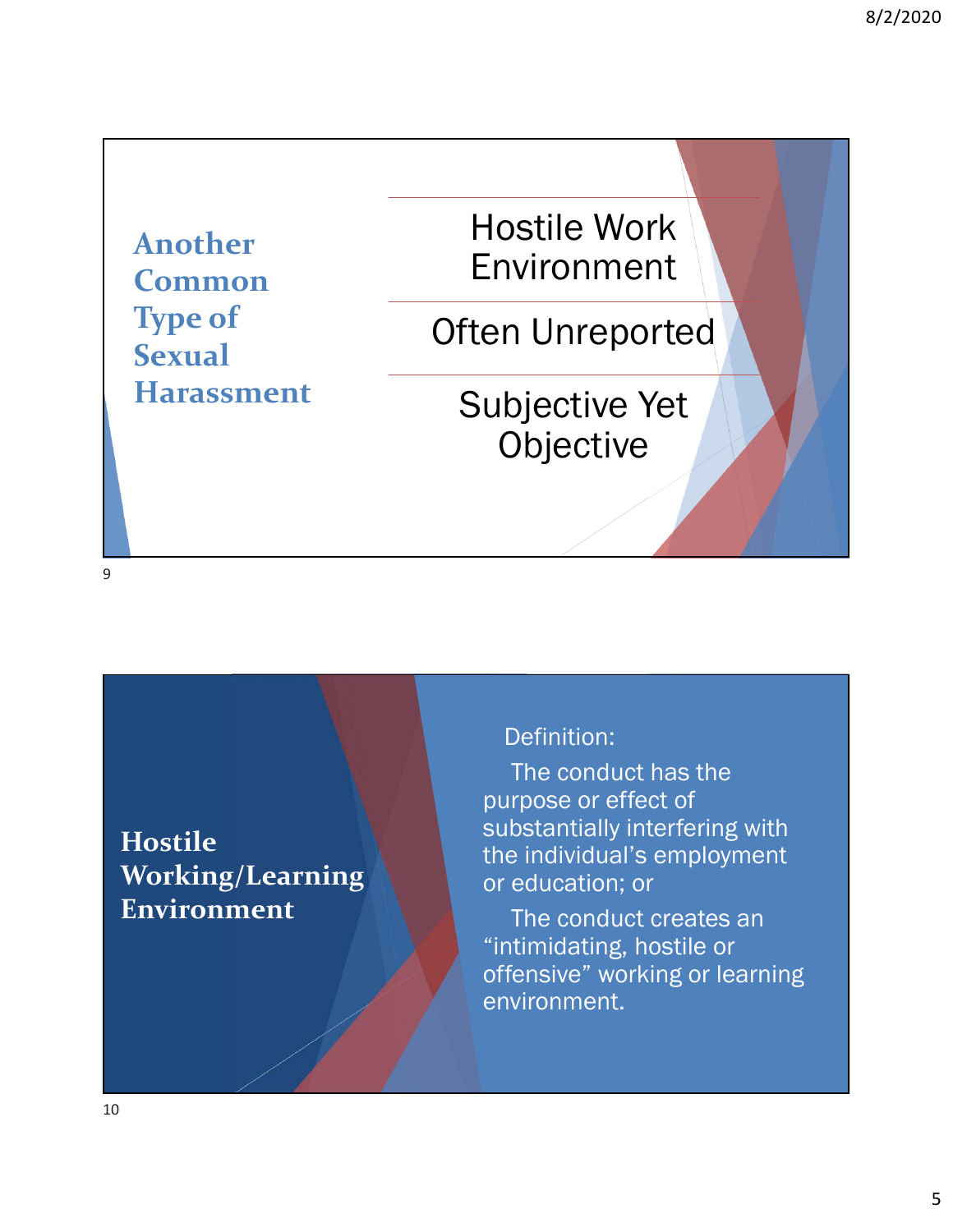## Another Common Type of Sexual Harassment

- Hostile Work Environment
- Often Unreported
- Subjective Yet Objective

## Hostile Working/Learning Environment

Definition:

The conduct has the purpose or effect of substantially interfering with the individual's employment or education; or

The conduct creates an "intimidating, hostile or offensive" working or learning environment.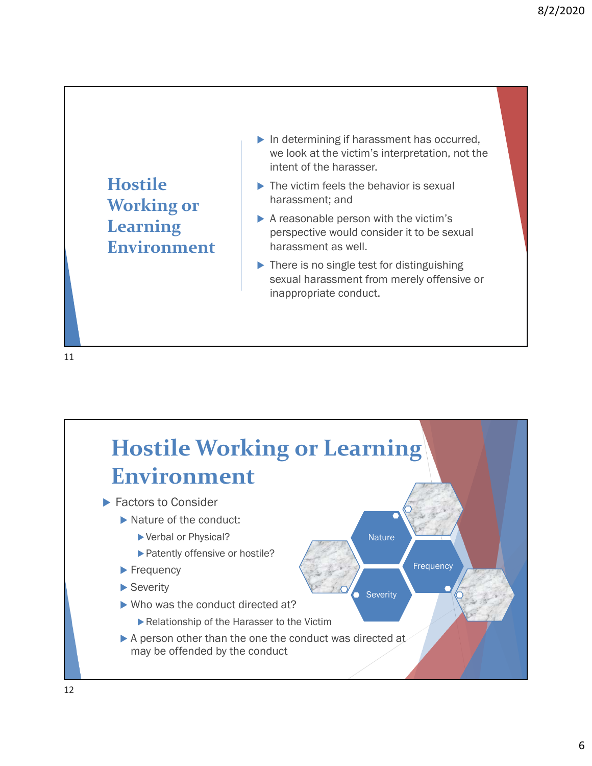## Hostile Working or Learning Environment

- In determining if harassment has occurred, we look at the victim's interpretation, not the intent of the harasser.
- The victim feels the behavior is sexual harassment; and
- A reasonable person with the victim's perspective would consider it to be sexual harassment as well.
- There is no single test for distinguishing sexual harassment from merely offensive or inappropriate conduct.

## Hostile Working or Learning Environment

- Factors to Consider
  - Nature of the conduct:
    - Verbal or Physical?
    - Patently offensive or hostile?
  - Frequency
  - Severity
  - Who was the conduct directed at?
    - Relationship of the Harasser to the Victim
  - A person other than the one the conduct was directed at may be offended by the conduct

Nature

Frequency

Severity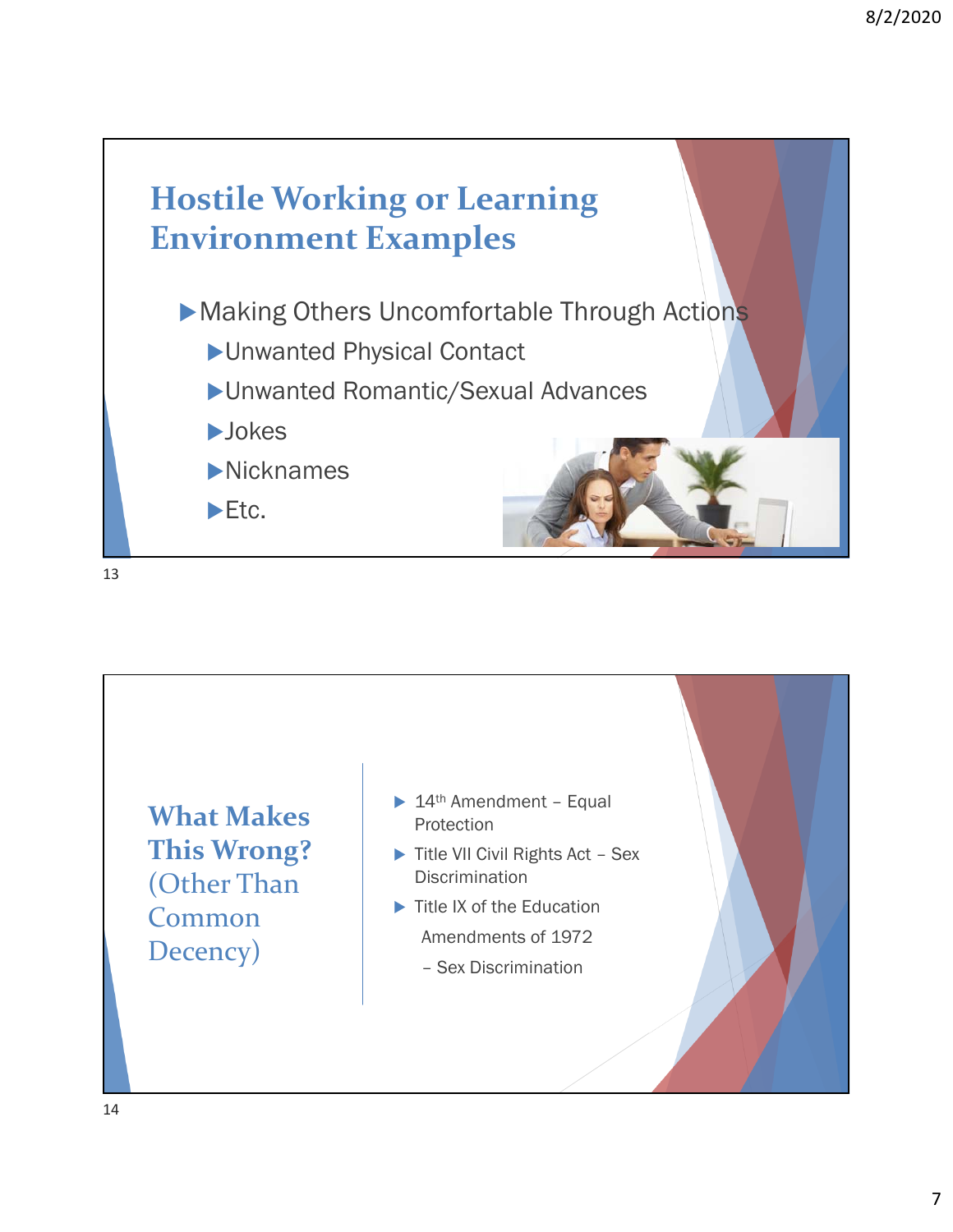## Hostile Working or Learning Environment Examples

- Making Others Uncomfortable Through Actions
  - Unwanted Physical Contact
  - Unwanted Romantic/Sexual Advances
  - Jokes
  - Nicknames
  - Etc.

## What Makes This Wrong? (Other Than Common Decency)

- 14th Amendment – Equal Protection
- Title VII Civil Rights Act – Sex Discrimination
- Title IX of the Education Amendments of 1972 – Sex Discrimination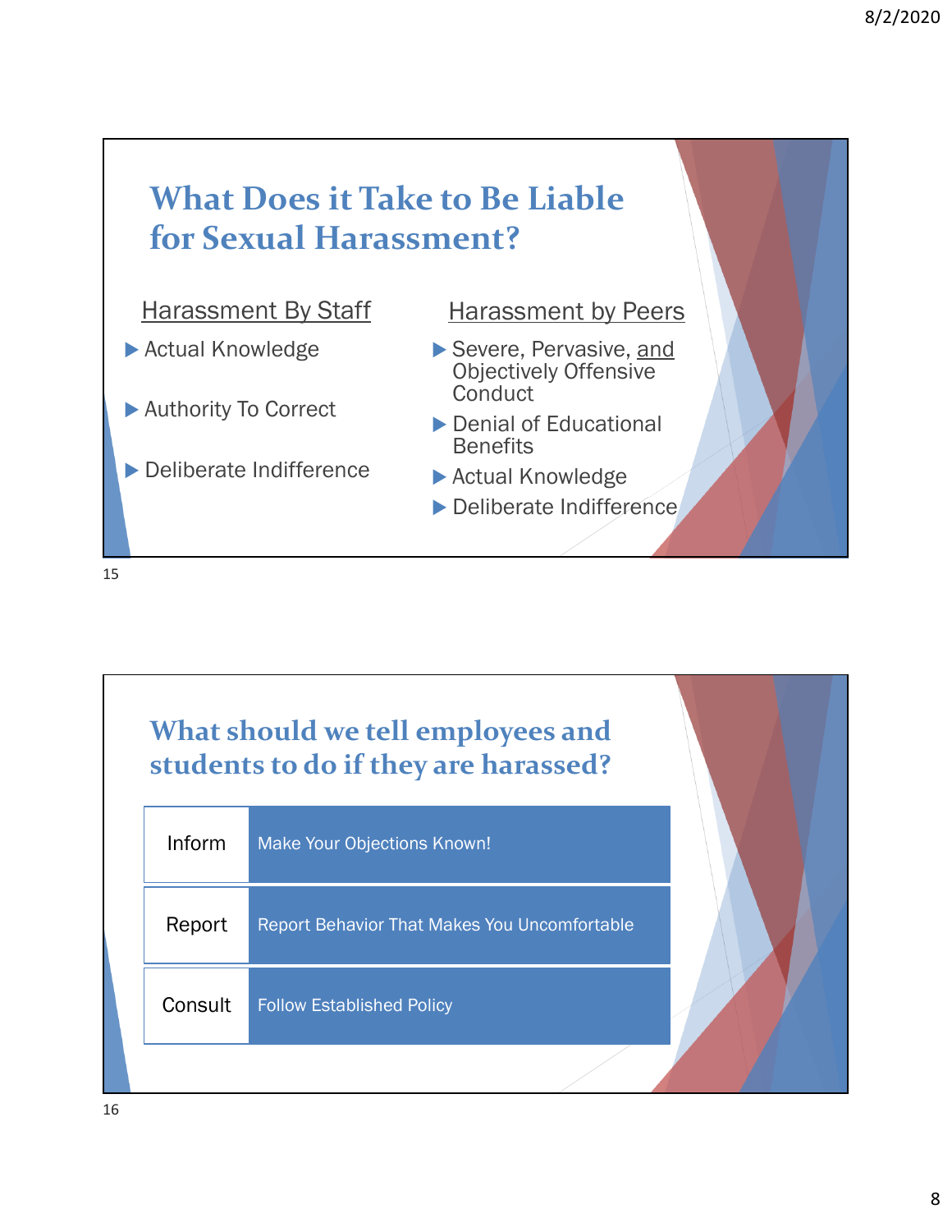## What Does it Take to Be Liable for Sexual Harassment?

**Harassment By Staff**

- Actual Knowledge
- Authority To Correct
- Deliberate Indifference

**Harassment by Peers**

- Severe, Pervasive, and Objectively Offensive Conduct
- Denial of Educational Benefits
- Actual Knowledge
- Deliberate Indifference

## What should we tell employees and students to do if they are harassed?

| | |
|---|---|
| Inform | Make Your Objections Known! |
| Report | Report Behavior That Makes You Uncomfortable |
| Consult | Follow Established Policy |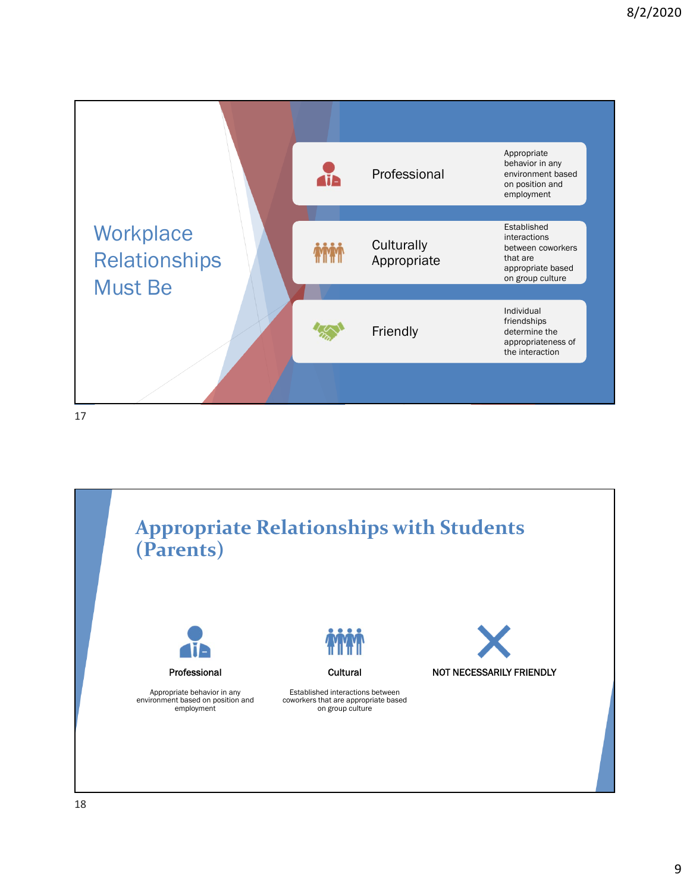## Workplace Relationships Must Be

- **Professional** — Appropriate behavior in any environment based on position and employment
- **Culturally Appropriate** — Established interactions between coworkers that are appropriate based on group culture
- **Friendly** — Individual friendships determine the appropriateness of the interaction

## Appropriate Relationships with Students (Parents)

**Professional**

Appropriate behavior in any environment based on position and employment

**Cultural**

Established interactions between coworkers that are appropriate based on group culture

**NOT NECESSARILY FRIENDLY**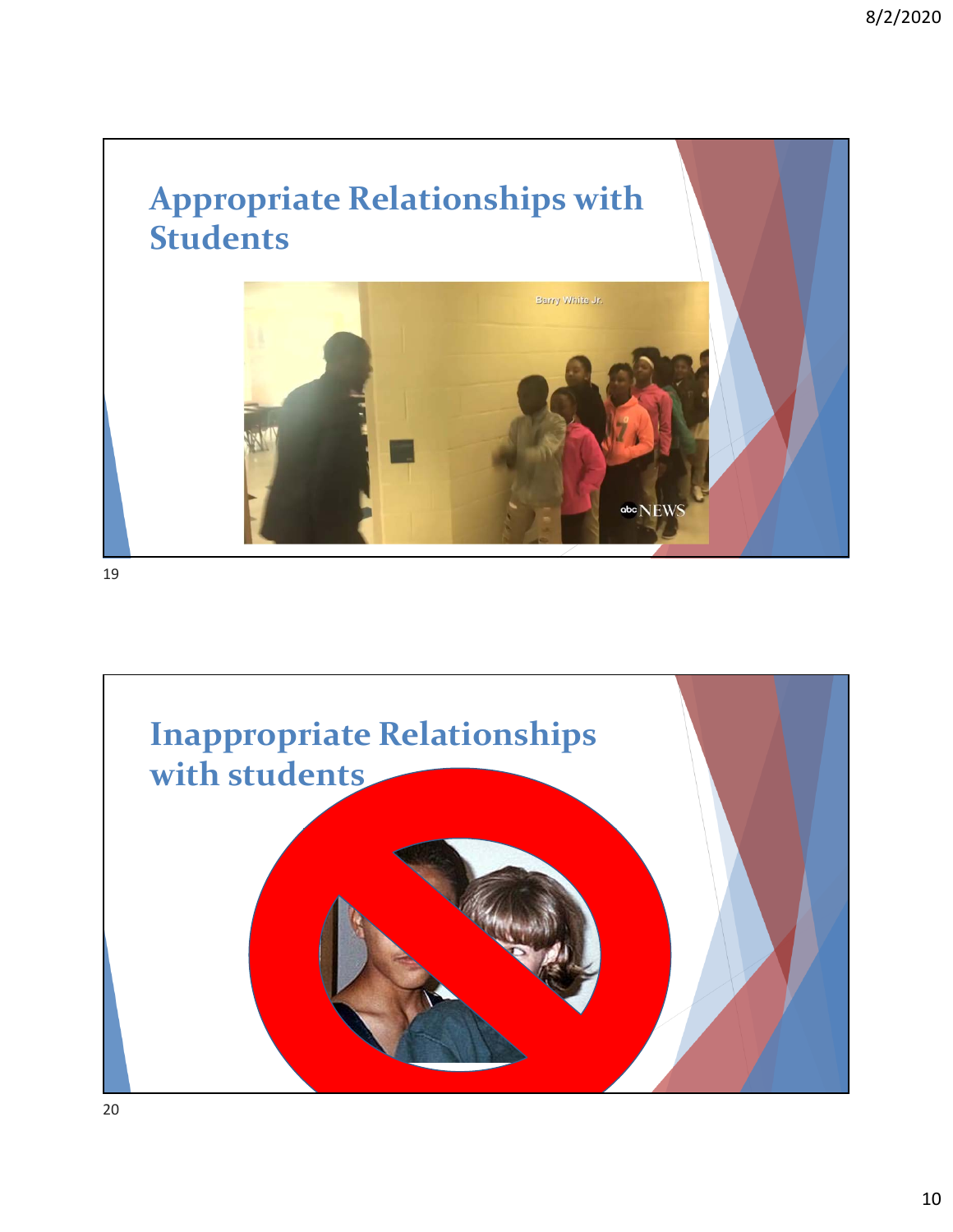## Appropriate Relationships with Students

## Inappropriate Relationships with students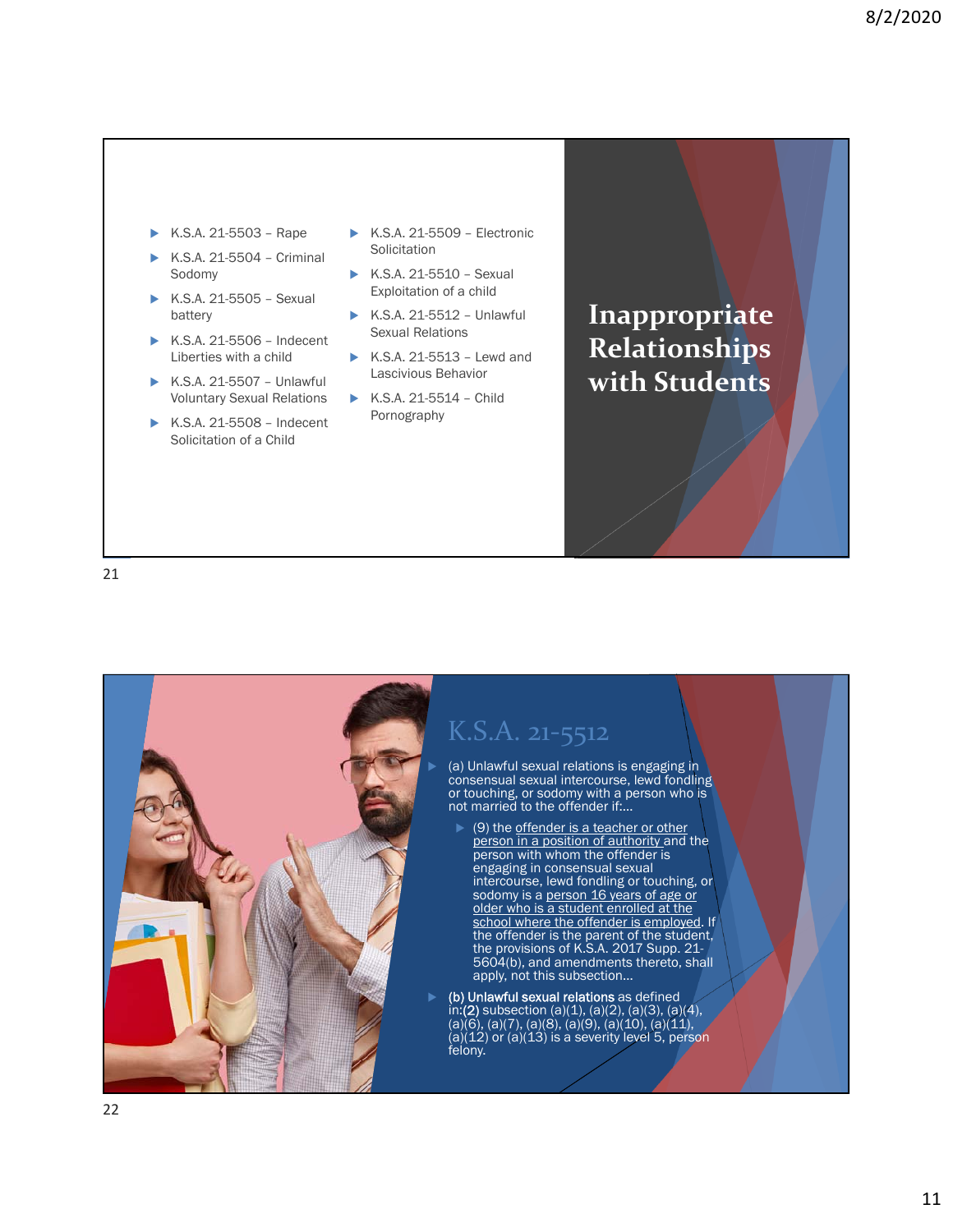## Inappropriate Relationships with Students

- K.S.A. 21-5503 – Rape
- K.S.A. 21-5504 – Criminal Sodomy
- K.S.A. 21-5505 – Sexual battery
- K.S.A. 21-5506 – Indecent Liberties with a child
- K.S.A. 21-5507 – Unlawful Voluntary Sexual Relations
- K.S.A. 21-5508 – Indecent Solicitation of a Child
- K.S.A. 21-5509 – Electronic Solicitation
- K.S.A. 21-5510 – Sexual Exploitation of a child
- K.S.A. 21-5512 – Unlawful Sexual Relations
- K.S.A. 21-5513 – Lewd and Lascivious Behavior
- K.S.A. 21-5514 – Child Pornography

## K.S.A. 21-5512

- (a) Unlawful sexual relations is engaging in consensual sexual intercourse, lewd fondling or touching, or sodomy with a person who is not married to the offender if:…
  - (9) the offender is a teacher or other person in a position of authority and the person with whom the offender is engaging in consensual sexual intercourse, lewd fondling or touching, or sodomy is a person 16 years of age or older who is a student enrolled at the school where the offender is employed. If the offender is the parent of the student, the provisions of K.S.A. 2017 Supp. 21-5604(b), and amendments thereto, shall apply, not this subsection…
- **(b) Unlawful sexual relations** as defined in:**(2)** subsection (a)(1), (a)(2), (a)(3), (a)(4), (a)(6), (a)(7), (a)(8), (a)(9), (a)(10), (a)(11), (a)(12) or (a)(13) is a severity level 5, person felony.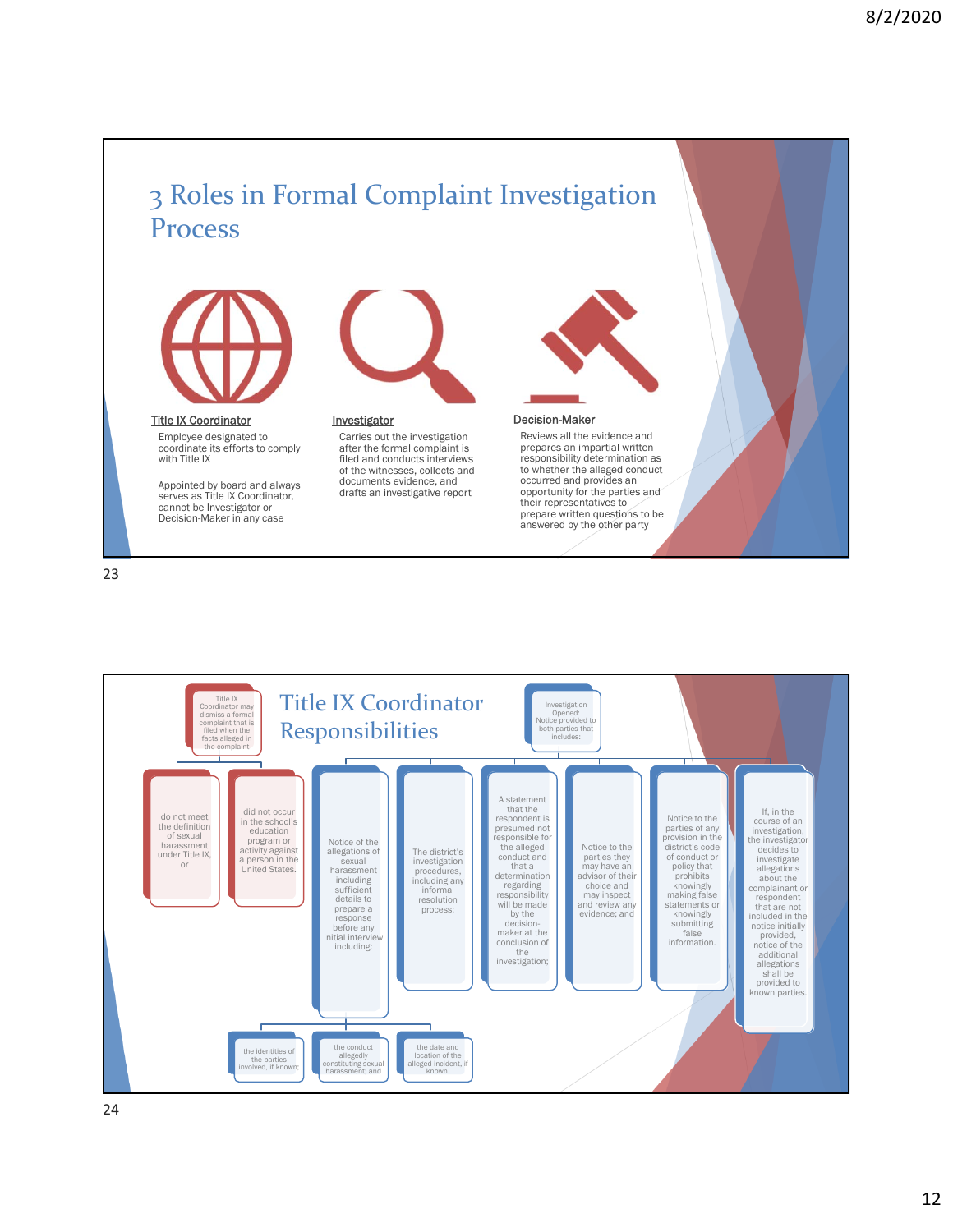# 3 Roles in Formal Complaint Investigation Process

**Title IX Coordinator**

Employee designated to coordinate its efforts to comply with Title IX

Appointed by board and always serves as Title IX Coordinator, cannot be Investigator or Decision-Maker in any case

**Investigator**

Carries out the investigation after the formal complaint is filed and conducts interviews of the witnesses, collects and documents evidence, and drafts an investigative report

**Decision-Maker**

Reviews all the evidence and prepares an impartial written responsibility determination as to whether the alleged conduct occurred and provides an opportunity for the parties and their representatives to prepare written questions to be answered by the other party

# Title IX Coordinator Responsibilities

Title IX Coordinator may dismiss a formal complaint that is filed when the facts alleged in the complaint

- do not meet the definition of sexual harassment under Title IX, or
- did not occur in the school's education program or activity against a person in the United States.

Investigation Opened: Notice provided to both parties that includes:

- Notice of the allegations of sexual harassment including sufficient details to prepare a response before any initial interview including:
  - the identities of the parties involved, if known;
  - the conduct allegedly constituting sexual harassment; and
  - the date and location of the alleged incident, if known.
- The district's investigation procedures, including any informal resolution process;
- A statement that the respondent is presumed not responsible for the alleged conduct and that a determination regarding responsibility will be made by the decision-maker at the conclusion of the investigation;
- Notice to the parties they may have an advisor of their choice and may inspect and review any evidence; and
- Notice to the parties of any provision in the district's code of conduct or policy that prohibits knowingly making false statements or knowingly submitting false information.
- If, in the course of an investigation, the investigator decides to investigate allegations about the complainant or respondent that are not included in the notice initially provided, notice of the additional allegations shall be provided to known parties.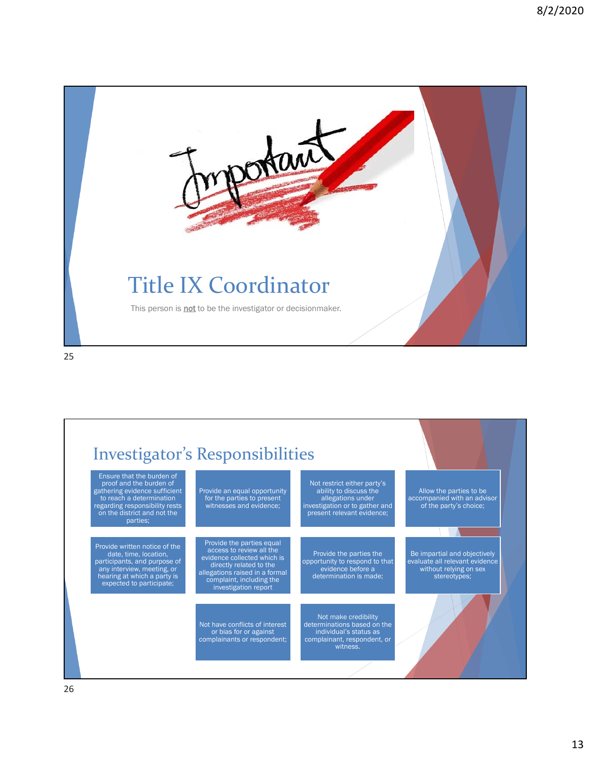## Title IX Coordinator

This person is **not** to be the investigator or decisionmaker.

## Investigator's Responsibilities

- Ensure that the burden of proof and the burden of gathering evidence sufficient to reach a determination regarding responsibility rests on the district and not the parties;
- Provide an equal opportunity for the parties to present witnesses and evidence;
- Not restrict either party's ability to discuss the allegations under investigation or to gather and present relevant evidence;
- Allow the parties to be accompanied with an advisor of the party's choice;
- Provide written notice of the date, time, location, participants, and purpose of any interview, meeting, or hearing at which a party is expected to participate;
- Provide the parties equal access to review all the evidence collected which is directly related to the allegations raised in a formal complaint, including the investigation report
- Provide the parties the opportunity to respond to that evidence before a determination is made;
- Be impartial and objectively evaluate all relevant evidence without relying on sex stereotypes;
- Not have conflicts of interest or bias for or against complainants or respondent;
- Not make credibility determinations based on the individual's status as complainant, respondent, or witness.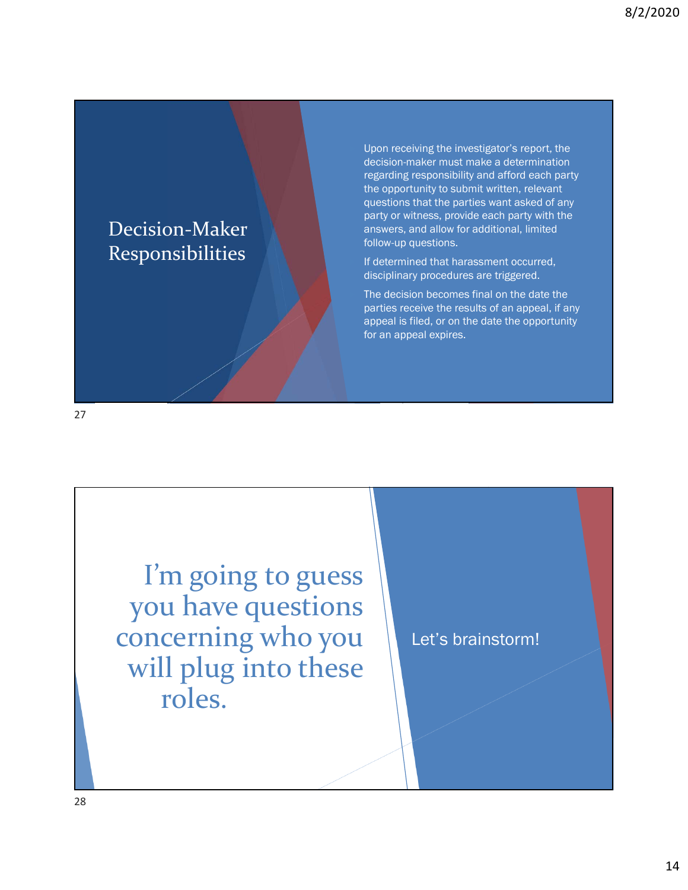## Decision-Maker Responsibilities

Upon receiving the investigator's report, the decision-maker must make a determination regarding responsibility and afford each party the opportunity to submit written, relevant questions that the parties want asked of any party or witness, provide each party with the answers, and allow for additional, limited follow-up questions.

If determined that harassment occurred, disciplinary procedures are triggered.

The decision becomes final on the date the parties receive the results of an appeal, if any appeal is filed, or on the date the opportunity for an appeal expires.

## I'm going to guess you have questions concerning who you will plug into these roles.

Let's brainstorm!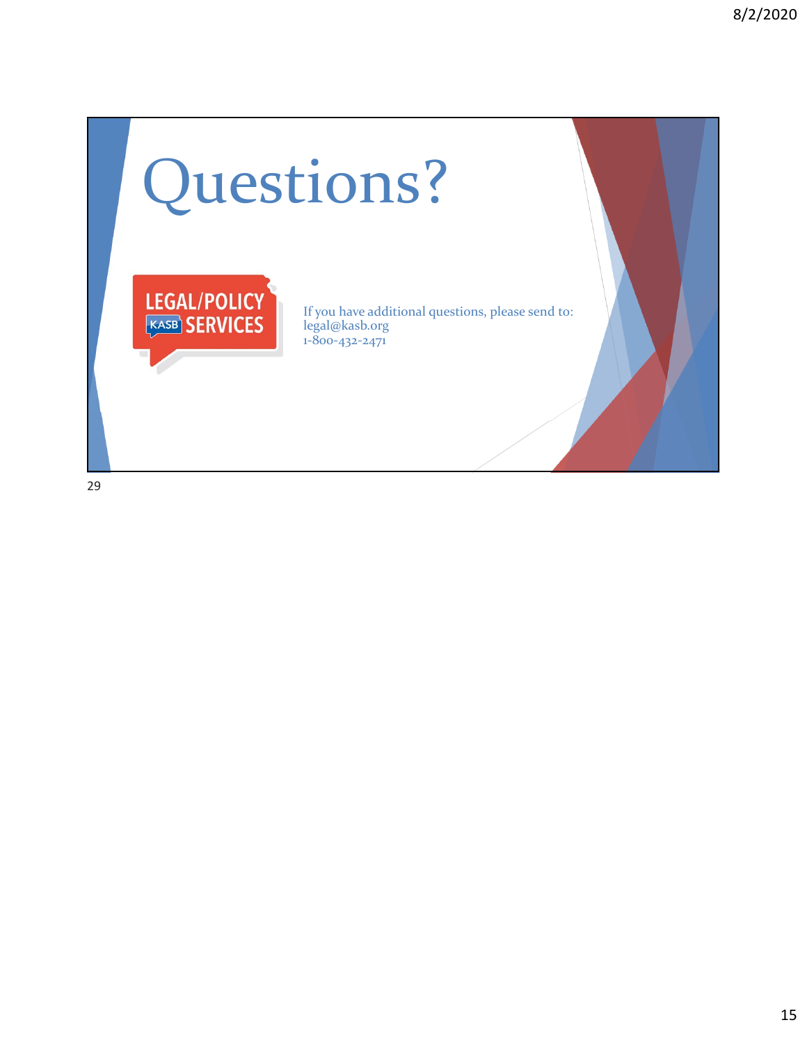# Questions?

LEGAL/POLICY KASB SERVICES

If you have additional questions, please send to:
legal@kasb.org
1-800-432-2471